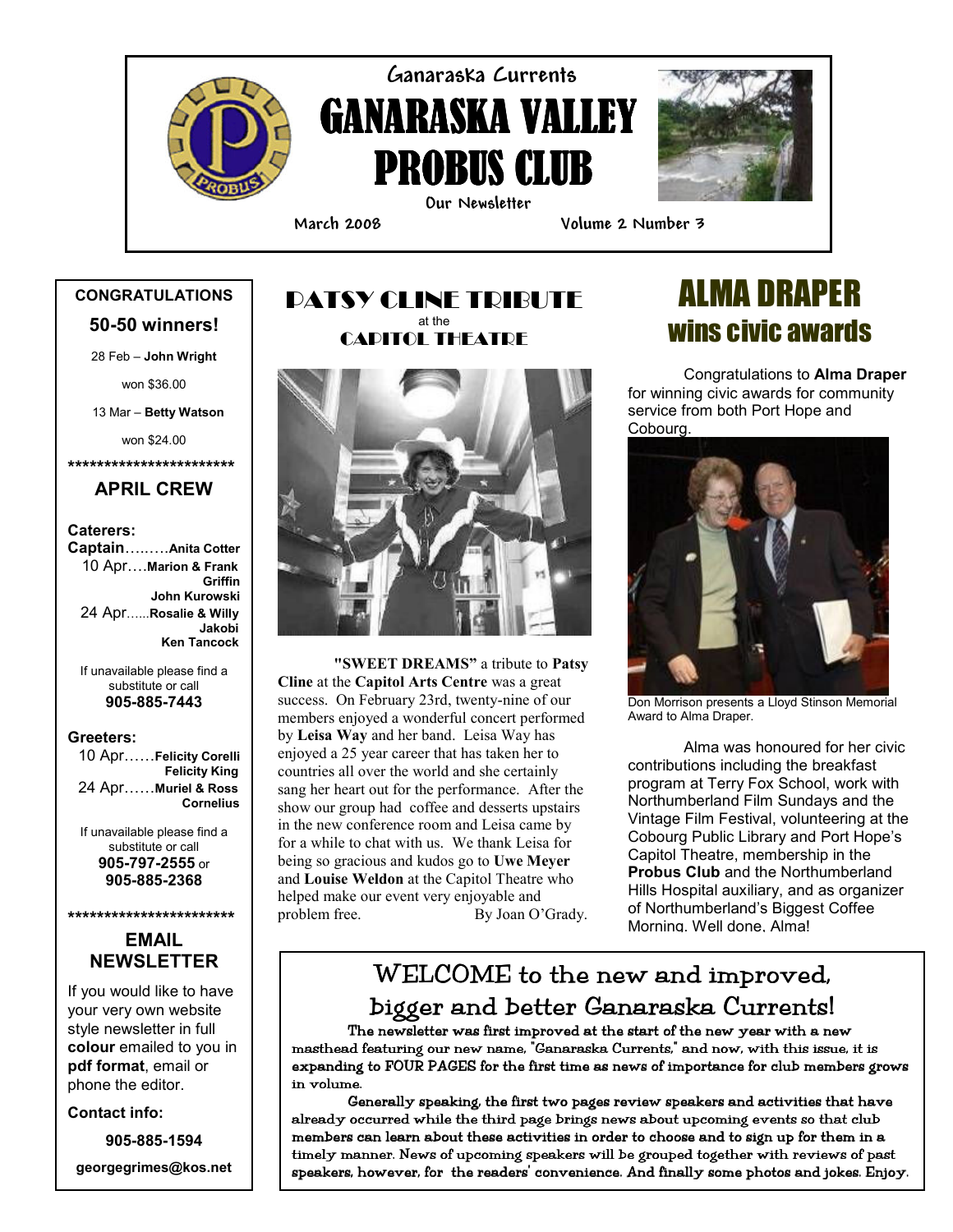# Ganaraska Currents

# GANARASKA VALLEY PROBUS CLUB

Our Newsletter

March 2008 Volume 2 Number 3

**CONGRATULATIONS**

**50-50 winners!**

28 Feb – **John Wright**

won $36.00

13 Mar – **Betty Watson**

won $24.00

************************

## APRIL CREW

**Caterers:**

**Captain**……..**Anita Cotter**

10 Apr….**Marion & Frank Griffin**
**John Kurowski**

24 Apr......**Rosalie & Willy Jakobi**
**Ken Tancock**

If unavailable please find a substitute or call **905-885-7443**

**Greeters:**

10 Apr……**Felicity Corelli**
**Felicity King**

24 Apr……**Muriel & Ross Cornelius**

If unavailable please find a substitute or call **905-797-2555** or **905-885-2368**

************************

## EMAIL NEWSLETTER

If you would like to have your very own website style newsletter in full **colour** emailed to you in **pdf format**, email or phone the editor.

**Contact info:**

**905-885-1594**

**georgegrimes@kos.net**

## PATSY CLINE TRIBUTE at the CAPITOL THEATRE

**"SWEET DREAMS"** a tribute to **Patsy Cline** at the **Capitol Arts Centre** was a great success. On February 23rd, twenty-nine of our members enjoyed a wonderful concert performed by **Leisa Way** and her band. Leisa Way has enjoyed a 25 year career that has taken her to countries all over the world and she certainly sang her heart out for the performance. After the show our group had coffee and desserts upstairs in the new conference room and Leisa came by for a while to chat with us. We thank Leisa for being so gracious and kudos go to **Uwe Meyer** and **Louise Weldon** at the Capitol Theatre who helped make our event very enjoyable and problem free. By Joan O'Grady.

# ALMA DRAPER wins civic awards

Congratulations to **Alma Draper** for winning civic awards for community service from both Port Hope and Cobourg.

Don Morrison presents a Lloyd Stinson Memorial Award to Alma Draper.

Alma was honoured for her civic contributions including the breakfast program at Terry Fox School, work with Northumberland Film Sundays and the Vintage Film Festival, volunteering at the Cobourg Public Library and Port Hope's Capitol Theatre, membership in the **Probus Club** and the Northumberland Hills Hospital auxiliary, and as organizer of Northumberland's Biggest Coffee Morning. Well done, Alma!

## WELCOME to the new and improved, bigger and better Ganaraska Currents!

The newsletter was first improved at the start of the new year with a new masthead featuring our new name, "Ganaraska Currents," and now, with this issue, it is expanding to FOUR PAGES for the first time as news of importance for club members grows in volume.

Generally speaking, the first two pages review speakers and activities that have already occurred while the third page brings news about upcoming events so that club members can learn about these activities in order to choose and to sign up for them in a timely manner. News of upcoming speakers will be grouped together with reviews of past speakers, however, for the readers' convenience. And finally some photos and jokes. Enjoy.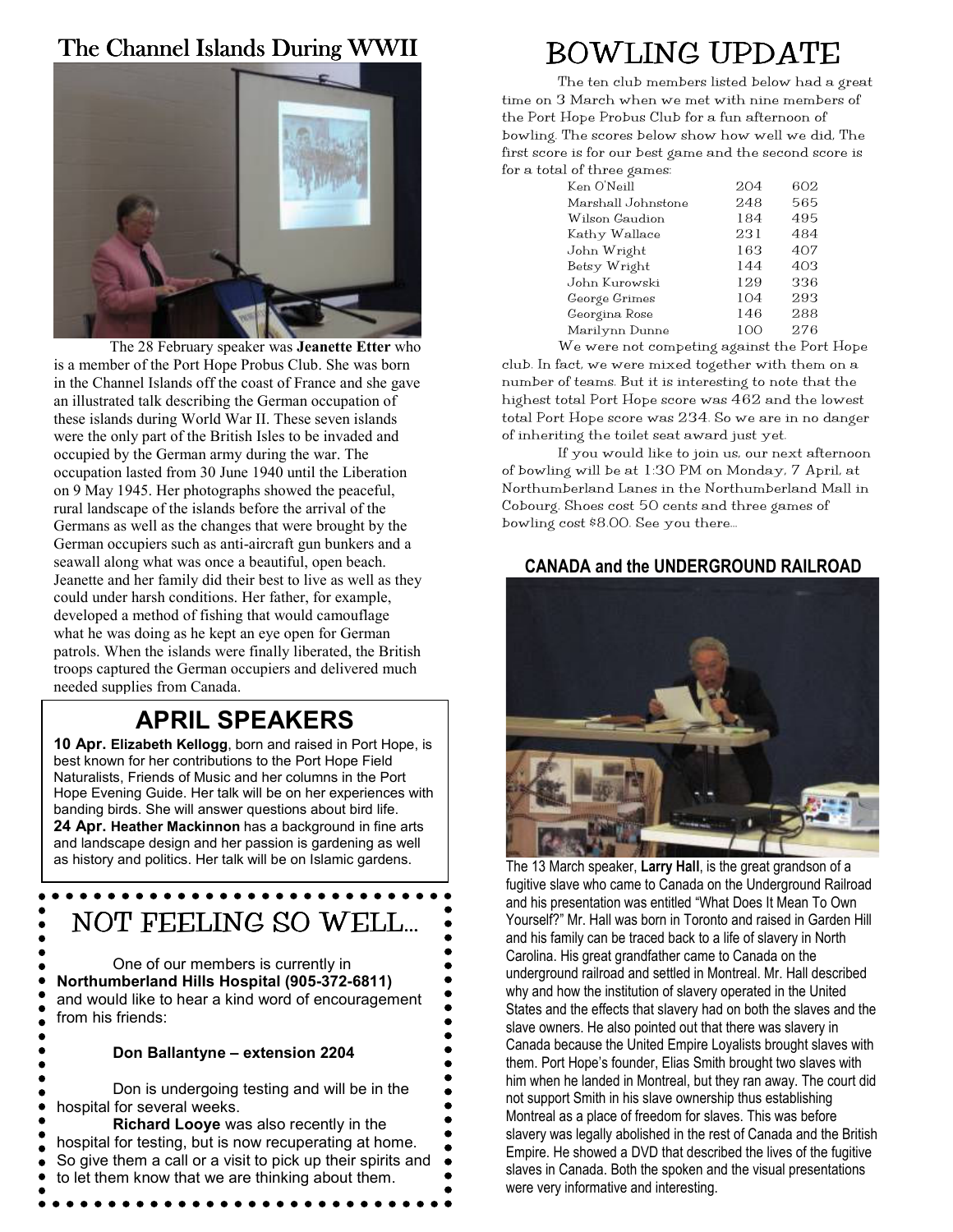## The Channel Islands During WWII

The 28 February speaker was **Jeanette Etter** who is a member of the Port Hope Probus Club. She was born in the Channel Islands off the coast of France and she gave an illustrated talk describing the German occupation of these islands during World War II. These seven islands were the only part of the British Isles to be invaded and occupied by the German army during the war. The occupation lasted from 30 June 1940 until the Liberation on 9 May 1945. Her photographs showed the peaceful, rural landscape of the islands before the arrival of the Germans as well as the changes that were brought by the German occupiers such as anti-aircraft gun bunkers and a seawall along what was once a beautiful, open beach. Jeanette and her family did their best to live as well as they could under harsh conditions. Her father, for example, developed a method of fishing that would camouflage what he was doing as he kept an eye open for German patrols. When the islands were finally liberated, the British troops captured the German occupiers and delivered much needed supplies from Canada.

## APRIL SPEAKERS

**10 Apr. Elizabeth Kellogg**, born and raised in Port Hope, is best known for her contributions to the Port Hope Field Naturalists, Friends of Music and her columns in the Port Hope Evening Guide. Her talk will be on her experiences with banding birds. She will answer questions about bird life.
**24 Apr. Heather Mackinnon** has a background in fine arts and landscape design and her passion is gardening as well as history and politics. Her talk will be on Islamic gardens.

## NOT FEELING SO WELL...

One of our members is currently in **Northumberland Hills Hospital (905-372-6811)** and would like to hear a kind word of encouragement from his friends:

**Don Ballantyne – extension 2204**

Don is undergoing testing and will be in the hospital for several weeks.

**Richard Looye** was also recently in the hospital for testing, but is now recuperating at home. So give them a call or a visit to pick up their spirits and to let them know that we are thinking about them.

## BOWLING UPDATE

The ten club members listed below had a great time on 3 March when we met with nine members of the Port Hope Probus Club for a fun afternoon of bowling. The scores below show how well we did. The first score is for our best game and the second score is for a total of three games:

| Name | Best | Total |
|---|---|---|
| Ken O'Neill | 204 | 602 |
| Marshall Johnstone | 248 | 565 |
| Wilson Gaudion | 184 | 495 |
| Kathy Wallace | 231 | 484 |
| John Wright | 163 | 407 |
| Betsy Wright | 144 | 403 |
| John Kurowski | 129 | 336 |
| George Grimes | 104 | 293 |
| Georgina Rose | 146 | 288 |
| Marilynn Dunne | 100 | 276 |

We were not competing against the Port Hope club. In fact, we were mixed together with them on a number of teams. But it is interesting to note that the highest total Port Hope score was 462 and the lowest total Port Hope score was 234. So we are in no danger of inheriting the toilet seat award just yet.

If you would like to join us, our next afternoon of bowling will be at 1:30 PM on Monday, 7 April, at Northumberland Lanes in the Northumberland Mall in Cobourg. Shoes cost 50 cents and three games of bowling cost $8.00. See you there...

## CANADA and the UNDERGROUND RAILROAD

The 13 March speaker, **Larry Hall**, is the great grandson of a fugitive slave who came to Canada on the Underground Railroad and his presentation was entitled "What Does It Mean To Own Yourself?" Mr. Hall was born in Toronto and raised in Garden Hill and his family can be traced back to a life of slavery in North Carolina. His great grandfather came to Canada on the underground railroad and settled in Montreal. Mr. Hall described why and how the institution of slavery operated in the United States and the effects that slavery had on both the slaves and the slave owners. He also pointed out that there was slavery in Canada because the United Empire Loyalists brought slaves with them. Port Hope's founder, Elias Smith brought two slaves with him when he landed in Montreal, but they ran away. The court did not support Smith in his slave ownership thus establishing Montreal as a place of freedom for slaves. This was before slavery was legally abolished in the rest of Canada and the British Empire. He showed a DVD that described the lives of the fugitive slaves in Canada. Both the spoken and the visual presentations were very informative and interesting.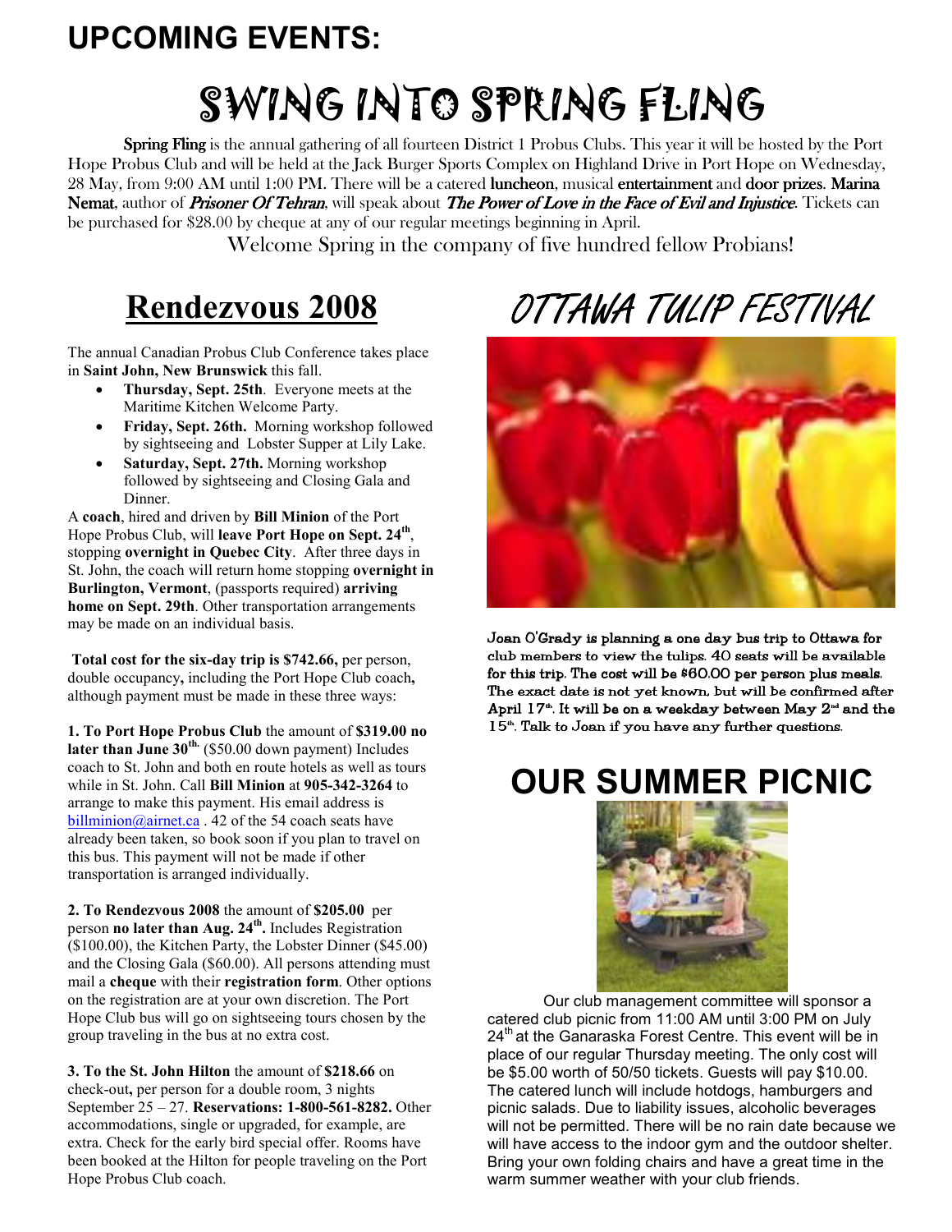# UPCOMING EVENTS:

# SWING INTO SPRING FLING

**Spring Fling** is the annual gathering of all fourteen District 1 Probus Clubs. This year it will be hosted by the Port Hope Probus Club and will be held at the Jack Burger Sports Complex on Highland Drive in Port Hope on Wednesday, 28 May, from 9:00 AM until 1:00 PM. There will be a catered **luncheon**, musical **entertainment** and **door prizes**. **Marina Nemat**, author of ***Prisoner Of Tehran***, will speak about ***The Power of Love in the Face of Evil and Injustice***. Tickets can be purchased for $28.00 by cheque at any of our regular meetings beginning in April.

Welcome Spring in the company of five hundred fellow Probians!

## Rendezvous 2008

The annual Canadian Probus Club Conference takes place in **Saint John, New Brunswick** this fall.

- **Thursday, Sept. 25th**. Everyone meets at the Maritime Kitchen Welcome Party.
- **Friday, Sept. 26th.** Morning workshop followed by sightseeing and Lobster Supper at Lily Lake.
- **Saturday, Sept. 27th.** Morning workshop followed by sightseeing and Closing Gala and Dinner.

A **coach**, hired and driven by **Bill Minion** of the Port Hope Probus Club, will **leave Port Hope on Sept. 24th**, stopping **overnight in Quebec City**. After three days in St. John, the coach will return home stopping **overnight in Burlington, Vermont**, (passports required) **arriving home on Sept. 29th**. Other transportation arrangements may be made on an individual basis.

**Total cost for the six-day trip is $742.66,** per person, double occupancy**,** including the Port Hope Club coach**,** although payment must be made in these three ways:

**1. To Port Hope Probus Club** the amount of **$319.00 no later than June 30th.** ($50.00 down payment) Includes coach to St. John and both en route hotels as well as tours while in St. John. Call **Bill Minion** at **905-342-3264** to arrange to make this payment. His email address is billminion@airnet.ca . 42 of the 54 coach seats have already been taken, so book soon if you plan to travel on this bus. This payment will not be made if other transportation is arranged individually.

**2. To Rendezvous 2008** the amount of **$205.00** per person **no later than Aug. 24th.** Includes Registration ($100.00), the Kitchen Party, the Lobster Dinner ($45.00) and the Closing Gala ($60.00). All persons attending must mail a **cheque** with their **registration form**. Other options on the registration are at your own discretion. The Port Hope Club bus will go on sightseeing tours chosen by the group traveling in the bus at no extra cost.

**3. To the St. John Hilton** the amount of **$218.66** on check-out**,** per person for a double room, 3 nights September 25 – 27. **Reservations: 1-800-561-8282.** Other accommodations, single or upgraded, for example, are extra. Check for the early bird special offer. Rooms have been booked at the Hilton for people traveling on the Port Hope Probus Club coach.

## OTTAWA TULIP FESTIVAL

Joan O'Grady is planning a one day bus trip to Ottawa for club members to view the tulips. 40 seats will be available for this trip. The cost will be $60.00 per person plus meals. The exact date is not yet known, but will be confirmed after April 17th. It will be on a weekday between May 2nd and the 15th. Talk to Joan if you have any further questions.

## OUR SUMMER PICNIC

Our club management committee will sponsor a catered club picnic from 11:00 AM until 3:00 PM on July 24th at the Ganaraska Forest Centre. This event will be in place of our regular Thursday meeting. The only cost will be $5.00 worth of 50/50 tickets. Guests will pay $10.00. The catered lunch will include hotdogs, hamburgers and picnic salads. Due to liability issues, alcoholic beverages will not be permitted. There will be no rain date because we will have access to the indoor gym and the outdoor shelter. Bring your own folding chairs and have a great time in the warm summer weather with your club friends.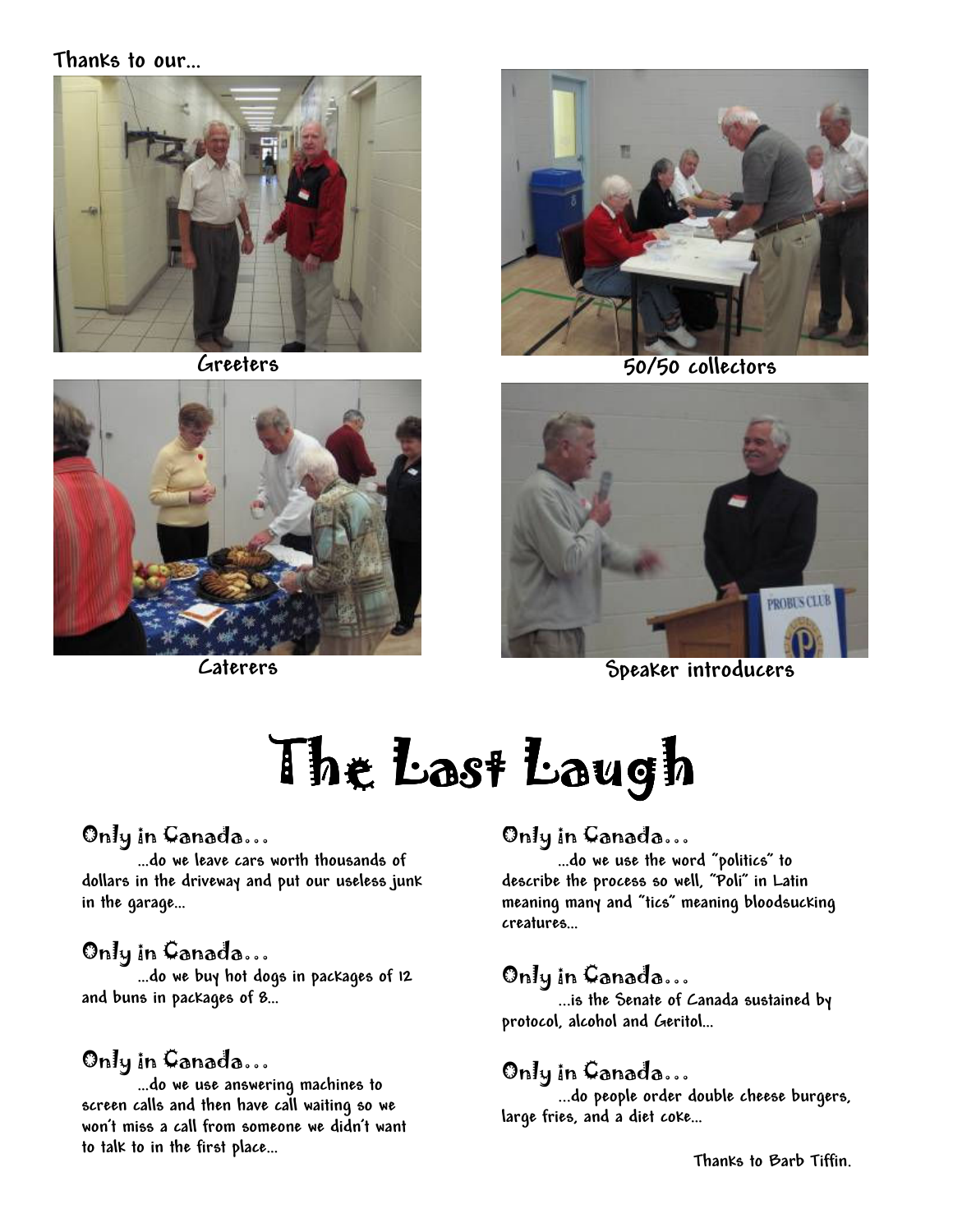Thanks to our...

Greeters

50/50 collectors

Caterers

Speaker introducers

# The Last Laugh

## Only in Canada...

...do we leave cars worth thousands of dollars in the driveway and put our useless junk in the garage...

## Only in Canada...

...do we buy hot dogs in packages of 12 and buns in packages of 8...

## Only in Canada...

...do we use answering machines to screen calls and then have call waiting so we won't miss a call from someone we didn't want to talk to in the first place...

## Only in Canada...

...do we use the word "politics" to describe the process so well, "Poli" in Latin meaning many and "tics" meaning bloodsucking creatures...

## Only in Canada...

...is the Senate of Canada sustained by protocol, alcohol and Geritol...

## Only in Canada...

...do people order double cheese burgers, large fries, and a diet coke...

Thanks to Barb Tiffin.